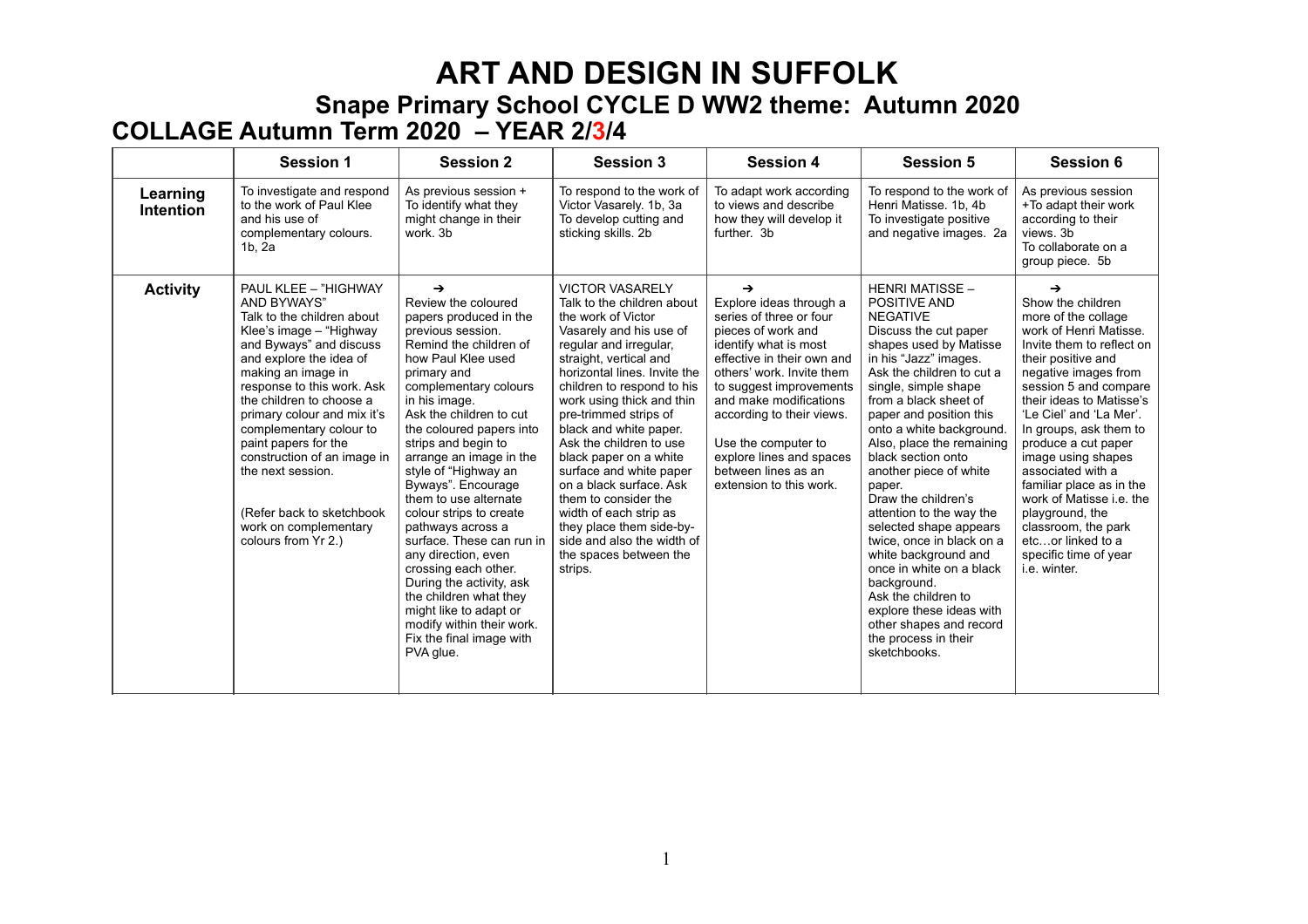# ART AND DESIGN IN SUFFOLK

## Snape Primary School CYCLE D WW2 theme: Autumn 2020

## COLLAGE Autumn Term 2020 – YEAR 2/3/4

| | Session 1 | Session 2 | Session 3 | Session 4 | Session 5 | Session 6 |
|---|---|---|---|---|---|---|
| **Learning Intention** | To investigate and respond to the work of Paul Klee and his use of complementary colours. 1b, 2a | As previous session + To identify what they might change in their work. 3b | To respond to the work of Victor Vasarely. 1b, 3a To develop cutting and sticking skills. 2b | To adapt work according to views and describe how they will develop it further. 3b | To respond to the work of Henri Matisse. 1b, 4b To investigate positive and negative images. 2a | As previous session +To adapt their work according to their views. 3b To collaborate on a group piece. 5b |
| **Activity** | PAUL KLEE – "HIGHWAY AND BYWAYS" Talk to the children about Klee's image – "Highway and Byways" and discuss and explore the idea of making an image in response to this work. Ask the children to choose a primary colour and mix it's complementary colour to paint papers for the construction of an image in the next session. (Refer back to sketchbook work on complementary colours from Yr 2.) | → Review the coloured papers produced in the previous session. Remind the children of how Paul Klee used primary and complementary colours in his image. Ask the children to cut the coloured papers into strips and begin to arrange an image in the style of "Highway an Byways". Encourage them to use alternate colour strips to create pathways across a surface. These can run in any direction, even crossing each other. During the activity, ask the children what they might like to adapt or modify within their work. Fix the final image with PVA glue. | VICTOR VASARELY Talk to the children about the work of Victor Vasarely and his use of regular and irregular, straight, vertical and horizontal lines. Invite the children to respond to his work using thick and thin pre-trimmed strips of black and white paper. Ask the children to use black paper on a white surface and white paper on a black surface. Ask them to consider the width of each strip as they place them side-by-side and also the width of the spaces between the strips. | → Explore ideas through a series of three or four pieces of work and identify what is most effective in their own and others' work. Invite them to suggest improvements and make modifications according to their views. Use the computer to explore lines and spaces between lines as an extension to this work. | HENRI MATISSE – POSITIVE AND NEGATIVE Discuss the cut paper shapes used by Matisse in his "Jazz" images. Ask the children to cut a single, simple shape from a black sheet of paper and position this onto a white background. Also, place the remaining black section onto another piece of white paper. Draw the children's attention to the way the selected shape appears twice, once in black on a white background and once in white on a black background. Ask the children to explore these ideas with other shapes and record the process in their sketchbooks. | → Show the children more of the collage work of Henri Matisse. Invite them to reflect on their positive and negative images from session 5 and compare their ideas to Matisse's 'Le Ciel' and 'La Mer'. In groups, ask them to produce a cut paper image using shapes associated with a familiar place as in the work of Matisse i.e. the playground, the classroom, the park etc…or linked to a specific time of year i.e. winter. |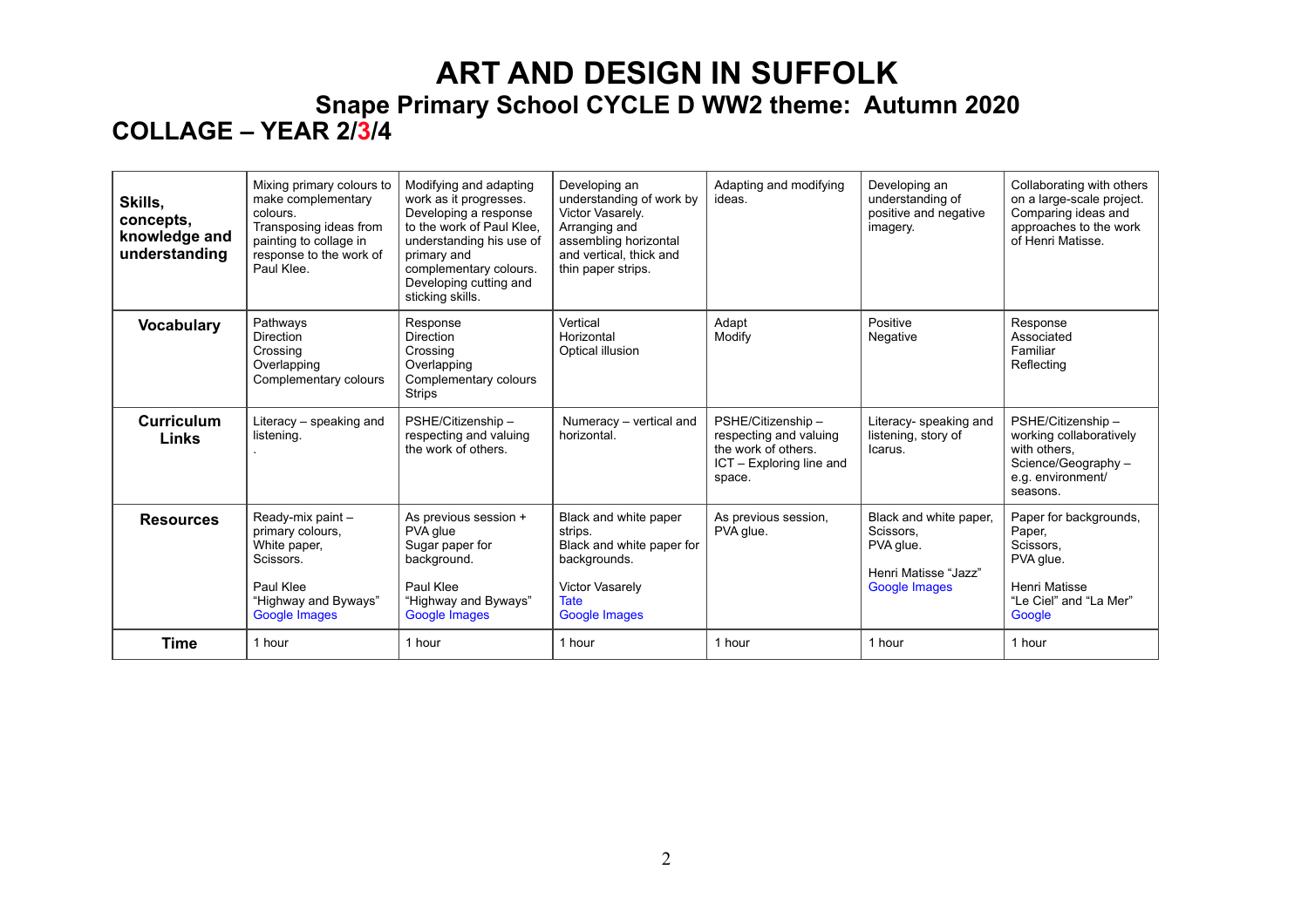# ART AND DESIGN IN SUFFOLK

## Snape Primary School CYCLE D WW2 theme: Autumn 2020

## COLLAGE – YEAR 2/3/4

| | | | | | | |
|---|---|---|---|---|---|---|
| **Skills, concepts, knowledge and understanding** | Mixing primary colours to make complementary colours. Transposing ideas from painting to collage in response to the work of Paul Klee. | Modifying and adapting work as it progresses. Developing a response to the work of Paul Klee, understanding his use of primary and complementary colours. Developing cutting and sticking skills. | Developing an understanding of work by Victor Vasarely. Arranging and assembling horizontal and vertical, thick and thin paper strips. | Adapting and modifying ideas. | Developing an understanding of positive and negative imagery. | Collaborating with others on a large-scale project. Comparing ideas and approaches to the work of Henri Matisse. |
| **Vocabulary** | Pathways<br>Direction<br>Crossing<br>Overlapping<br>Complementary colours | Response<br>Direction<br>Crossing<br>Overlapping<br>Complementary colours<br>Strips | Vertical<br>Horizontal<br>Optical illusion | Adapt<br>Modify | Positive<br>Negative | Response<br>Associated<br>Familiar<br>Reflecting |
| **Curriculum Links** | Literacy – speaking and listening.<br>. | PSHE/Citizenship – respecting and valuing the work of others. | Numeracy – vertical and horizontal. | PSHE/Citizenship – respecting and valuing the work of others.<br>ICT – Exploring line and space. | Literacy- speaking and listening, story of Icarus. | PSHE/Citizenship – working collaboratively with others,<br>Science/Geography – e.g. environment/ seasons. |
| **Resources** | Ready-mix paint – primary colours,<br>White paper,<br>Scissors.<br><br>Paul Klee<br>"Highway and Byways"<br>Google Images | As previous session + PVA glue<br>Sugar paper for background.<br><br>Paul Klee<br>"Highway and Byways"<br>Google Images | Black and white paper strips.<br>Black and white paper for backgrounds.<br><br>Victor Vasarely<br>Tate<br>Google Images | As previous session, PVA glue. | Black and white paper,<br>Scissors,<br>PVA glue.<br><br>Henri Matisse "Jazz"<br>Google Images | Paper for backgrounds,<br>Paper,<br>Scissors,<br>PVA glue.<br><br>Henri Matisse<br>"Le Ciel" and "La Mer"<br>Google |
| **Time** | 1 hour | 1 hour | 1 hour | 1 hour | 1 hour | 1 hour |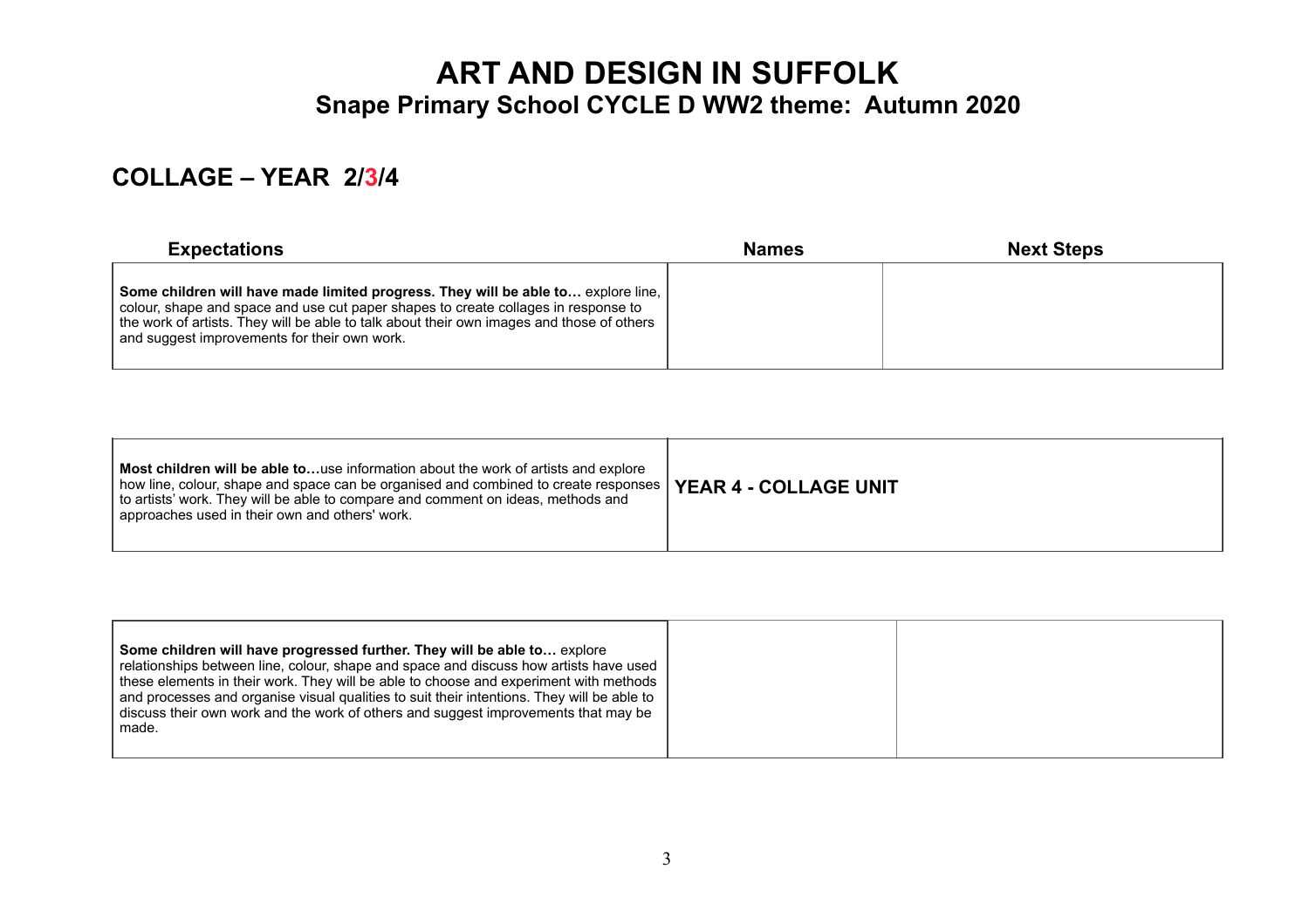# ART AND DESIGN IN SUFFOLK

## Snape Primary School CYCLE D WW2 theme: Autumn 2020

## COLLAGE – YEAR 2/3/4

| Expectations | Names | Next Steps |
|---|---|---|
| **Some children will have made limited progress. They will be able to…** explore line, colour, shape and space and use cut paper shapes to create collages in response to the work of artists. They will be able to talk about their own images and those of others and suggest improvements for their own work. | | |

| | |
|---|---|
| **Most children will be able to…**use information about the work of artists and explore how line, colour, shape and space can be organised and combined to create responses to artists' work. They will be able to compare and comment on ideas, methods and approaches used in their own and others' work. | **YEAR 4 - COLLAGE UNIT** |

| | | |
|---|---|---|
| **Some children will have progressed further. They will be able to…** explore relationships between line, colour, shape and space and discuss how artists have used these elements in their work. They will be able to choose and experiment with methods and processes and organise visual qualities to suit their intentions. They will be able to discuss their own work and the work of others and suggest improvements that may be made. | | |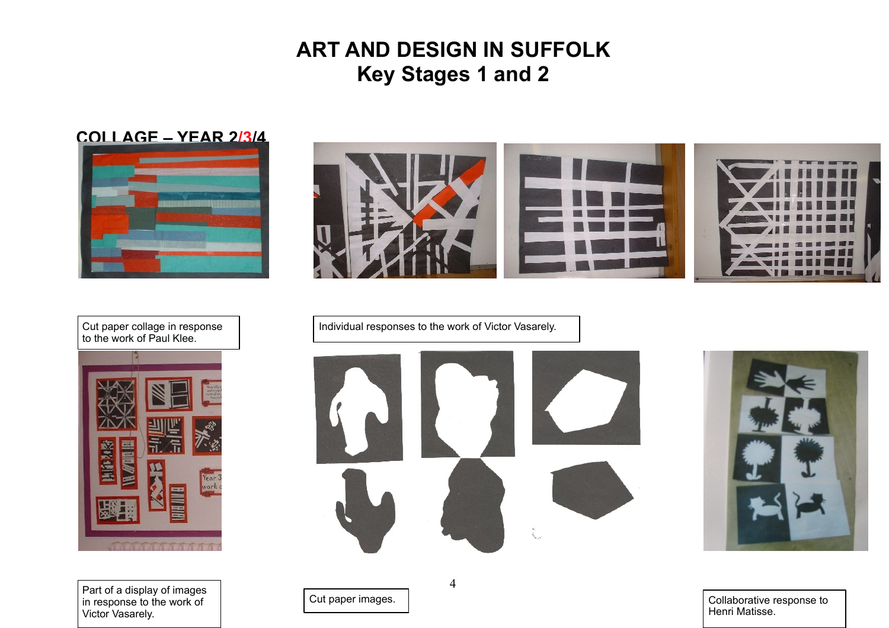# ART AND DESIGN IN SUFFOLK
# Key Stages 1 and 2

## COLLAGE – YEAR 2/3/4

Cut paper collage in response to the work of Paul Klee.

Individual responses to the work of Victor Vasarely.

Part of a display of images in response to the work of Victor Vasarely.

Cut paper images.

Collaborative response to Henri Matisse.